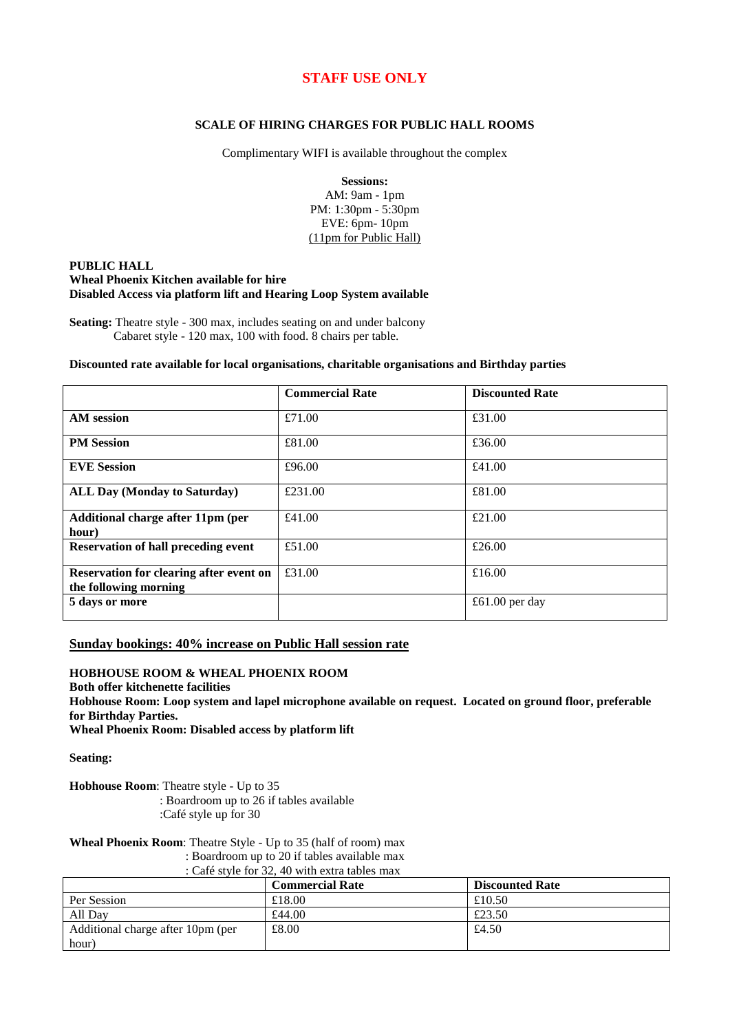## STAFF USE ONLY

### SCALE OF HIRING CHARGES FOR PUBLIC HALL ROOMS

Complimentary WIFI is available throughout the complex

**Sessions:**
AM: 9am - 1pm
PM: 1:30pm - 5:30pm
EVE: 6pm- 10pm
(11pm for Public Hall)

**PUBLIC HALL**
**Wheal Phoenix Kitchen available for hire**
**Disabled Access via platform lift and Hearing Loop System available**

**Seating:** Theatre style - 300 max, includes seating on and under balcony
Cabaret style - 120 max, 100 with food. 8 chairs per table.

**Discounted rate available for local organisations, charitable organisations and Birthday parties**

| | Commercial Rate | Discounted Rate |
|---|---|---|
| **AM session** | £71.00 | £31.00 |
| **PM Session** | £81.00 | £36.00 |
| **EVE Session** | £96.00 | £41.00 |
| **ALL Day (Monday to Saturday)** | £231.00 | £81.00 |
| **Additional charge after 11pm (per hour)** | £41.00 | £21.00 |
| **Reservation of hall preceding event** | £51.00 | £26.00 |
| **Reservation for clearing after event on the following morning** | £31.00 | £16.00 |
| **5 days or more** | | £61.00 per day |

**Sunday bookings: 40% increase on Public Hall session rate**

**HOBHOUSE ROOM & WHEAL PHOENIX ROOM**
**Both offer kitchenette facilities**
**Hobhouse Room: Loop system and lapel microphone available on request. Located on ground floor, preferable for Birthday Parties.**
**Wheal Phoenix Room: Disabled access by platform lift**

**Seating:**

**Hobhouse Room**: Theatre style - Up to 35
: Boardroom up to 26 if tables available
:Café style up for 30

**Wheal Phoenix Room**: Theatre Style - Up to 35 (half of room) max
: Boardroom up to 20 if tables available max
: Café style for 32, 40 with extra tables max

| | Commercial Rate | Discounted Rate |
|---|---|---|
| Per Session | £18.00 | £10.50 |
| All Day | £44.00 | £23.50 |
| Additional charge after 10pm (per hour) | £8.00 | £4.50 |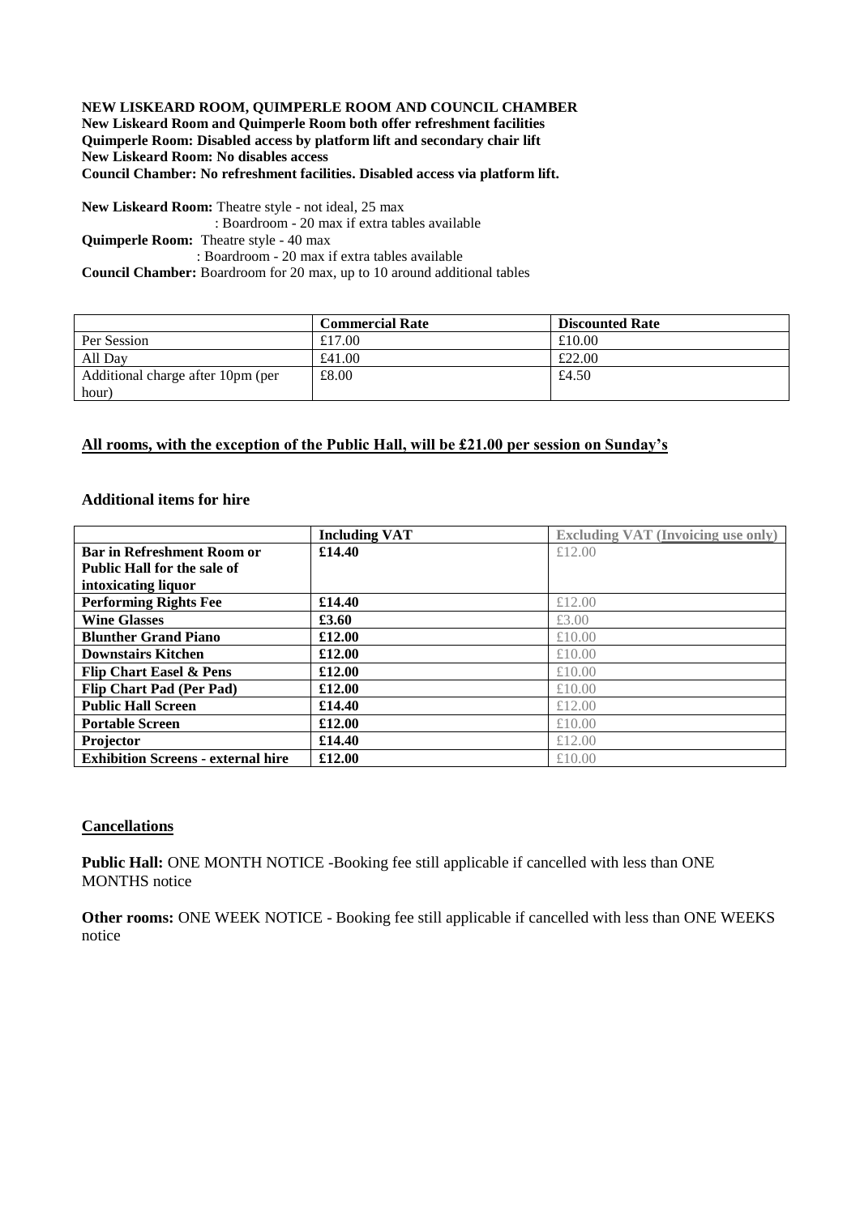**NEW LISKEARD ROOM, QUIMPERLE ROOM AND COUNCIL CHAMBER**
**New Liskeard Room and Quimperle Room both offer refreshment facilities**
**Quimperle Room: Disabled access by platform lift and secondary chair lift**
**New Liskeard Room: No disables access**
**Council Chamber: No refreshment facilities. Disabled access via platform lift.**

**New Liskeard Room:** Theatre style - not ideal, 25 max
: Boardroom - 20 max if extra tables available
**Quimperle Room:** Theatre style - 40 max
: Boardroom - 20 max if extra tables available
**Council Chamber:** Boardroom for 20 max, up to 10 around additional tables

| | Commercial Rate | Discounted Rate |
|---|---|---|
| Per Session | £17.00 | £10.00 |
| All Day | £41.00 | £22.00 |
| Additional charge after 10pm (per hour) | £8.00 | £4.50 |

**All rooms, with the exception of the Public Hall, will be £21.00 per session on Sunday's**

### Additional items for hire

| | Including VAT | Excluding VAT (Invoicing use only) |
|---|---|---|
| **Bar in Refreshment Room or Public Hall for the sale of intoxicating liquor** | **£14.40** | £12.00 |
| **Performing Rights Fee** | **£14.40** | £12.00 |
| **Wine Glasses** | **£3.60** | £3.00 |
| **Blunther Grand Piano** | **£12.00** | £10.00 |
| **Downstairs Kitchen** | **£12.00** | £10.00 |
| **Flip Chart Easel & Pens** | **£12.00** | £10.00 |
| **Flip Chart Pad (Per Pad)** | **£12.00** | £10.00 |
| **Public Hall Screen** | **£14.40** | £12.00 |
| **Portable Screen** | **£12.00** | £10.00 |
| **Projector** | **£14.40** | £12.00 |
| **Exhibition Screens - external hire** | **£12.00** | £10.00 |

### Cancellations

**Public Hall:** ONE MONTH NOTICE -Booking fee still applicable if cancelled with less than ONE MONTHS notice

**Other rooms:** ONE WEEK NOTICE - Booking fee still applicable if cancelled with less than ONE WEEKS notice